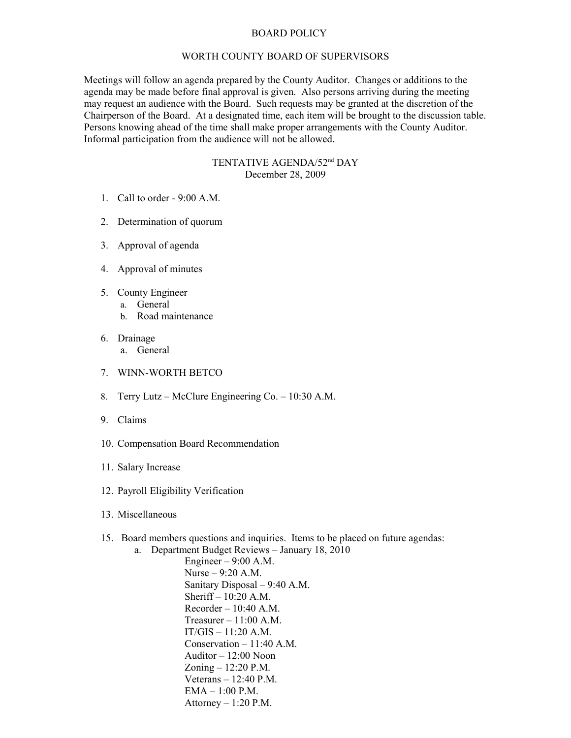# BOARD POLICY

## WORTH COUNTY BOARD OF SUPERVISORS

Meetings will follow an agenda prepared by the County Auditor. Changes or additions to the agenda may be made before final approval is given. Also persons arriving during the meeting may request an audience with the Board. Such requests may be granted at the discretion of the Chairperson of the Board. At a designated time, each item will be brought to the discussion table. Persons knowing ahead of the time shall make proper arrangements with the County Auditor. Informal participation from the audience will not be allowed.

### TENTATIVE AGENDA/52nd DAY
December 28, 2009

1. Call to order - 9:00 A.M.

2. Determination of quorum

3. Approval of agenda

4. Approval of minutes

5. County Engineer
   a. General
   b. Road maintenance

6. Drainage
   a. General

7. WINN-WORTH BETCO

8. Terry Lutz – McClure Engineering Co. – 10:30 A.M.

9. Claims

10. Compensation Board Recommendation

11. Salary Increase

12. Payroll Eligibility Verification

13. Miscellaneous

15. Board members questions and inquiries. Items to be placed on future agendas:
    a. Department Budget Reviews – January 18, 2010
       - Engineer – 9:00 A.M.
       - Nurse – 9:20 A.M.
       - Sanitary Disposal – 9:40 A.M.
       - Sheriff – 10:20 A.M.
       - Recorder – 10:40 A.M.
       - Treasurer – 11:00 A.M.
       - IT/GIS – 11:20 A.M.
       - Conservation – 11:40 A.M.
       - Auditor – 12:00 Noon
       - Zoning – 12:20 P.M.
       - Veterans – 12:40 P.M.
       - EMA – 1:00 P.M.
       - Attorney – 1:20 P.M.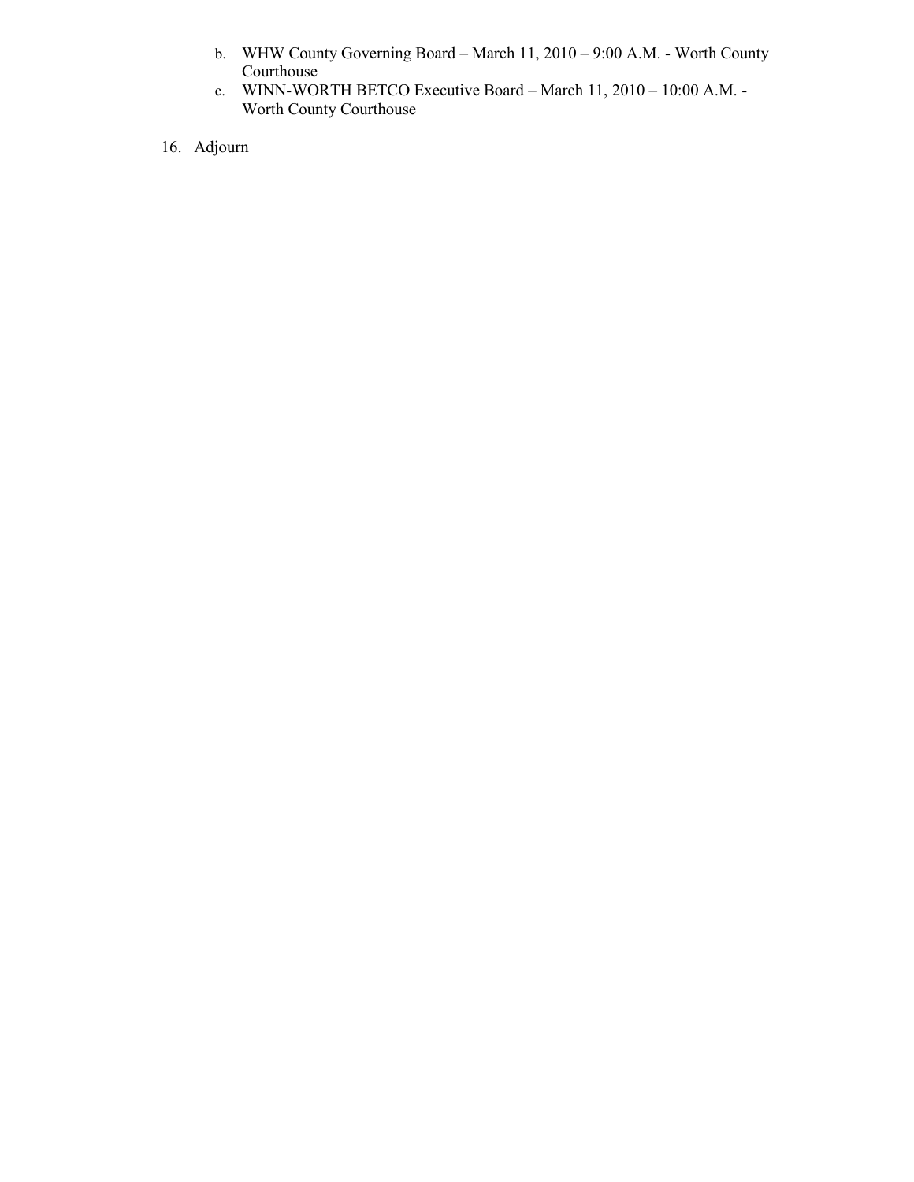b. WHW County Governing Board – March 11, 2010 – 9:00 A.M. - Worth County Courthouse
c. WINN-WORTH BETCO Executive Board – March 11, 2010 – 10:00 A.M. - Worth County Courthouse

16. Adjourn